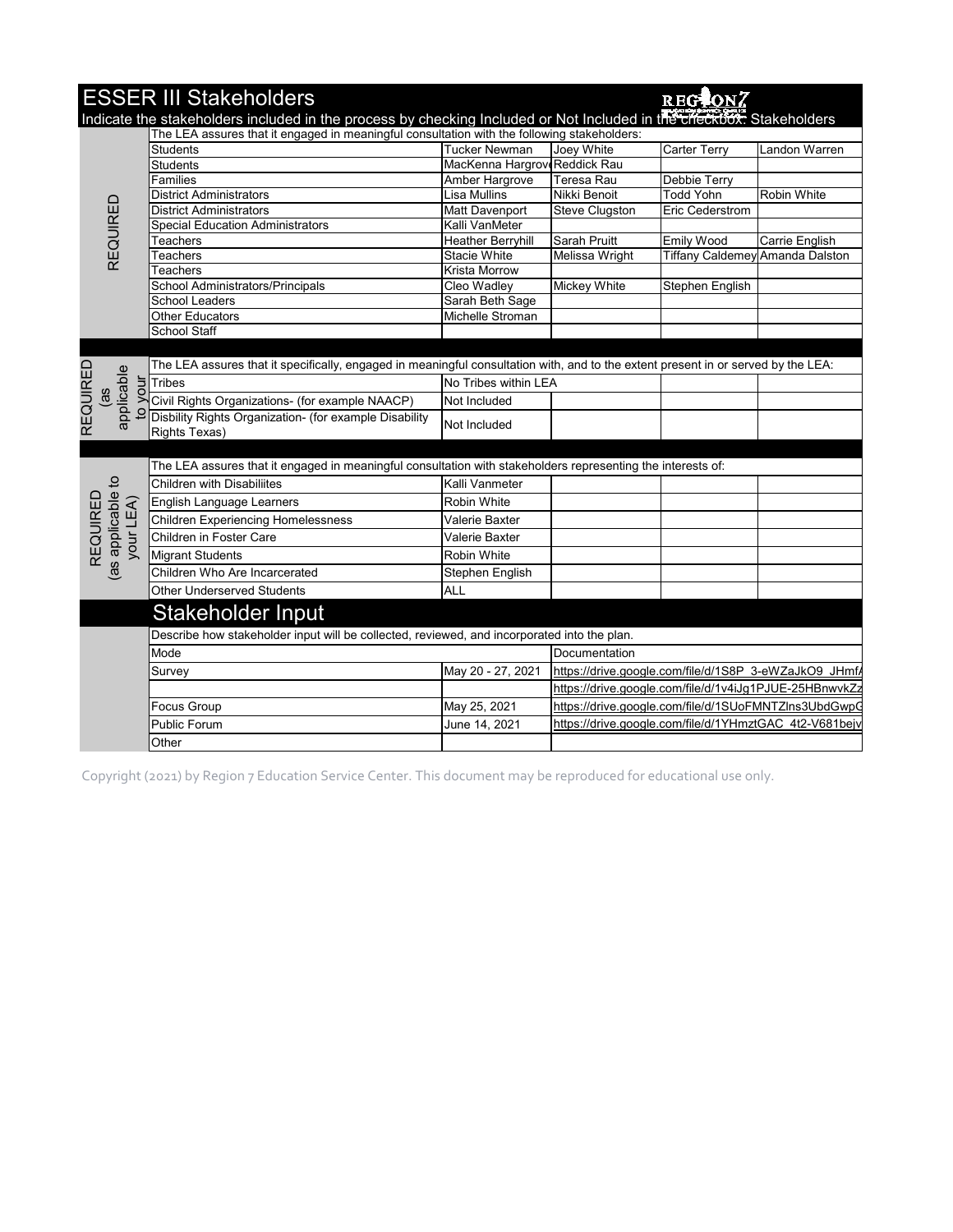# ESSER III Stakeholders

Indicate the stakeholders included in the process by checking Included or Not Included in the checkbox. Stakeholders

| | | | | | |
|---|---|---|---|---|---|
| REQUIRED | The LEA assures that it engaged in meaningful consultation with the following stakeholders: | | | | |
| | Students | Tucker Newman | Joey White | Carter Terry | Landon Warren |
| | Students | MacKenna Hargrove | Reddick Rau | | |
| | Families | Amber Hargrove | Teresa Rau | Debbie Terry | |
| | District Administrators | Lisa Mullins | Nikki Benoit | Todd Yohn | Robin White |
| | District Administrators | Matt Davenport | Steve Clugston | Eric Cederstrom | |
| | Special Education Administrators | Kalli VanMeter | | | |
| | Teachers | Heather Berryhill | Sarah Pruitt | Emily Wood | Carrie English |
| | Teachers | Stacie White | Melissa Wright | Tiffany Caldemey | Amanda Dalston |
| | Teachers | Krista Morrow | | | |
| | School Administrators/Principals | Cleo Wadley | Mickey White | Stephen English | |
| | School Leaders | Sarah Beth Sage | | | |
| | Other Educators | Michelle Stroman | | | |
| | School Staff | | | | |

| | | | | | |
|---|---|---|---|---|---|
| REQUIRED (as applicable to your | The LEA assures that it specifically, engaged in meaningful consultation with, and to the extent present in or served by the LEA: | | | | |
| | Tribes | No Tribes within LEA | | | |
| | Civil Rights Organizations- (for example NAACP) | Not Included | | | |
| | Disbility Rights Organization- (for example Disability Rights Texas) | Not Included | | | |

| | | | | | |
|---|---|---|---|---|---|
| REQUIRED (as applicable to your LEA) | The LEA assures that it engaged in meaningful consultation with stakeholders representing the interests of: | | | | |
| | Children with Disabiliites | Kalli Vanmeter | | | |
| | English Language Learners | Robin White | | | |
| | Children Experiencing Homelessness | Valerie Baxter | | | |
| | Children in Foster Care | Valerie Baxter | | | |
| | Migrant Students | Robin White | | | |
| | Children Who Are Incarcerated | Stephen English | | | |
| | Other Underserved Students | ALL | | | |

## Stakeholder Input

| | | |
|---|---|---|
| Describe how stakeholder input will be collected, reviewed, and incorporated into the plan. | | |
| Mode | | Documentation |
| Survey | May 20 - 27, 2021 | https://drive.google.com/file/d/1S8P_3-eWZaJkO9_JHmf/ |
| | | https://drive.google.com/file/d/1v4iJg1PJUE-25HBnwvkZz |
| Focus Group | May 25, 2021 | https://drive.google.com/file/d/1SUoFMNTZlns3UbdGwpG |
| Public Forum | June 14, 2021 | https://drive.google.com/file/d/1YHmztGAC_4t2-V681bejv |
| Other | | |

Copyright (2021) by Region 7 Education Service Center. This document may be reproduced for educational use only.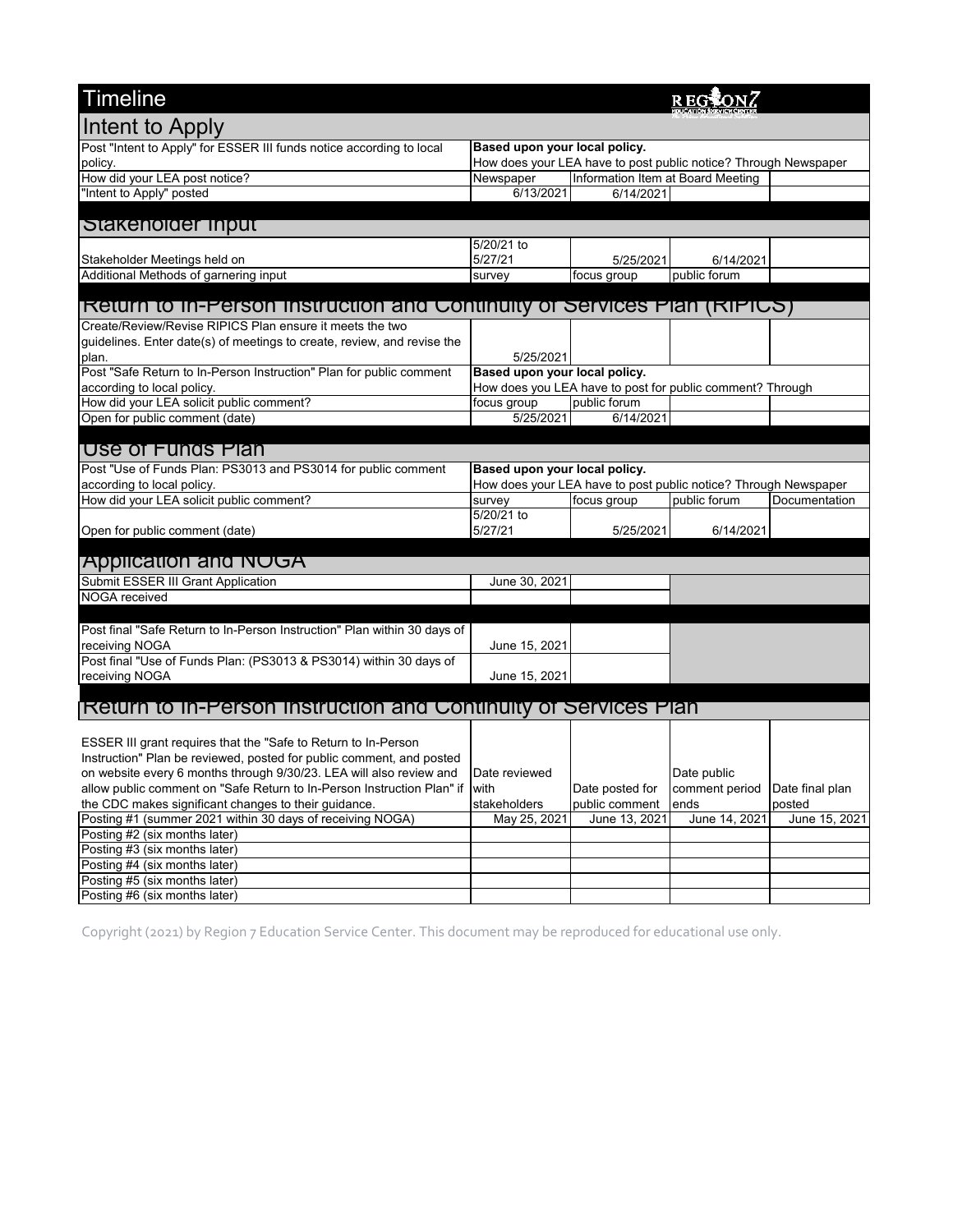# Timeline

## Intent to Apply

| | | | | |
|---|---|---|---|---|
| Post "Intent to Apply" for ESSER III funds notice according to local policy. | **Based upon your local policy.** How does your LEA have to post public notice? Through Newspaper | | | |
| How did your LEA post notice? | Newspaper | Information Item at Board Meeting | | |
| "Intent to Apply" posted | 6/13/2021 | 6/14/2021 | | |

## Stakeholder Input

| | | | | |
|---|---|---|---|---|
| Stakeholder Meetings held on | 5/20/21 to 5/27/21 | 5/25/2021 | 6/14/2021 | |
| Additional Methods of garnering input | survey | focus group | public forum | |

## Return to In-Person Instruction and Continuity of Services Plan (RIPICS)

| | | | | |
|---|---|---|---|---|
| Create/Review/Revise RIPICS Plan ensure it meets the two guidelines. Enter date(s) of meetings to create, review, and revise the plan. | 5/25/2021 | | | |
| Post "Safe Return to In-Person Instruction" Plan for public comment according to local policy. | **Based upon your local policy.** How does you LEA have to post for public comment? Through | | | |
| How did your LEA solicit public comment? | focus group | public forum | | |
| Open for public comment (date) | 5/25/2021 | 6/14/2021 | | |

## Use of Funds Plan

| | | | | |
|---|---|---|---|---|
| Post "Use of Funds Plan: PS3013 and PS3014 for public comment according to local policy. | **Based upon your local policy.** How does your LEA have to post public notice? Through Newspaper | | | |
| How did your LEA solicit public comment? | survey | focus group | public forum | Documentation |
| Open for public comment (date) | 5/20/21 to 5/27/21 | 5/25/2021 | 6/14/2021 | |

## Application and NOGA

| | | |
|---|---|---|
| Submit ESSER III Grant Application | June 30, 2021 | |
| NOGA received | | |
| Post final "Safe Return to In-Person Instruction" Plan within 30 days of receiving NOGA | June 15, 2021 | |
| Post final "Use of Funds Plan: (PS3013 & PS3014) within 30 days of receiving NOGA | June 15, 2021 | |

## Return to In-Person Instruction and Continuity of Services Plan

| ESSER III grant requires that the "Safe to Return to In-Person Instruction" Plan be reviewed, posted for public comment, and posted on website every 6 months through 9/30/23. LEA will also review and allow public comment on "Safe Return to In-Person Instruction Plan" if the CDC makes significant changes to their guidance. | Date reviewed with stakeholders | Date posted for public comment | Date public comment period ends | Date final plan posted |
|---|---|---|---|---|
| Posting #1 (summer 2021 within 30 days of receiving NOGA) | May 25, 2021 | June 13, 2021 | June 14, 2021 | June 15, 2021 |
| Posting #2 (six months later) | | | | |
| Posting #3 (six months later) | | | | |
| Posting #4 (six months later) | | | | |
| Posting #5 (six months later) | | | | |
| Posting #6 (six months later) | | | | |

Copyright (2021) by Region 7 Education Service Center. This document may be reproduced for educational use only.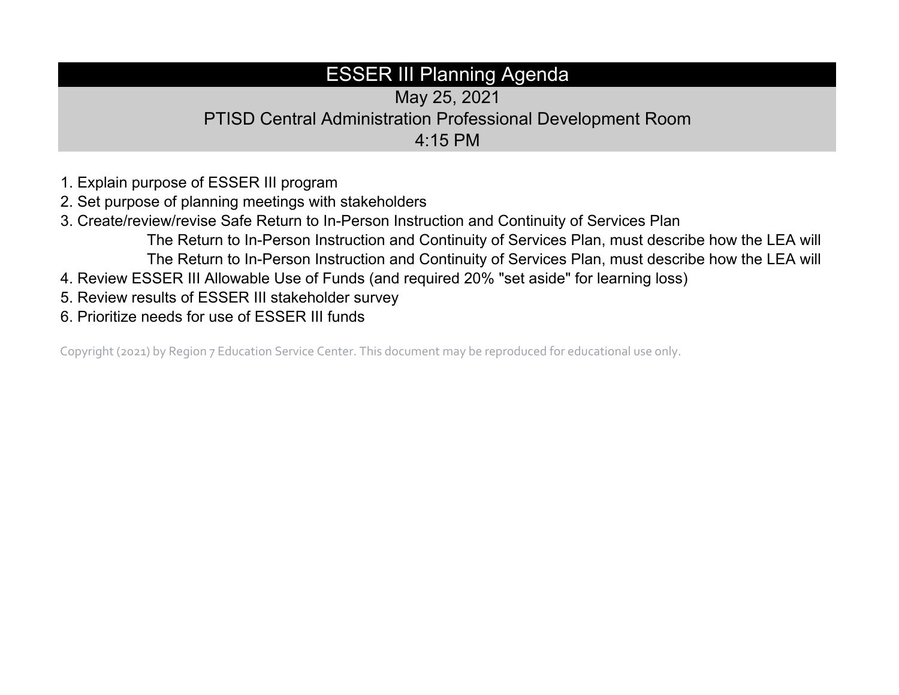# ESSER III Planning Agenda

May 25, 2021

PTISD Central Administration Professional Development Room

4:15 PM

1. Explain purpose of ESSER III program
2. Set purpose of planning meetings with stakeholders
3. Create/review/revise Safe Return to In-Person Instruction and Continuity of Services Plan

   The Return to In-Person Instruction and Continuity of Services Plan, must describe how the LEA will

   The Return to In-Person Instruction and Continuity of Services Plan, must describe how the LEA will
4. Review ESSER III Allowable Use of Funds (and required 20% "set aside" for learning loss)
5. Review results of ESSER III stakeholder survey
6. Prioritize needs for use of ESSER III funds

Copyright (2021) by Region 7 Education Service Center. This document may be reproduced for educational use only.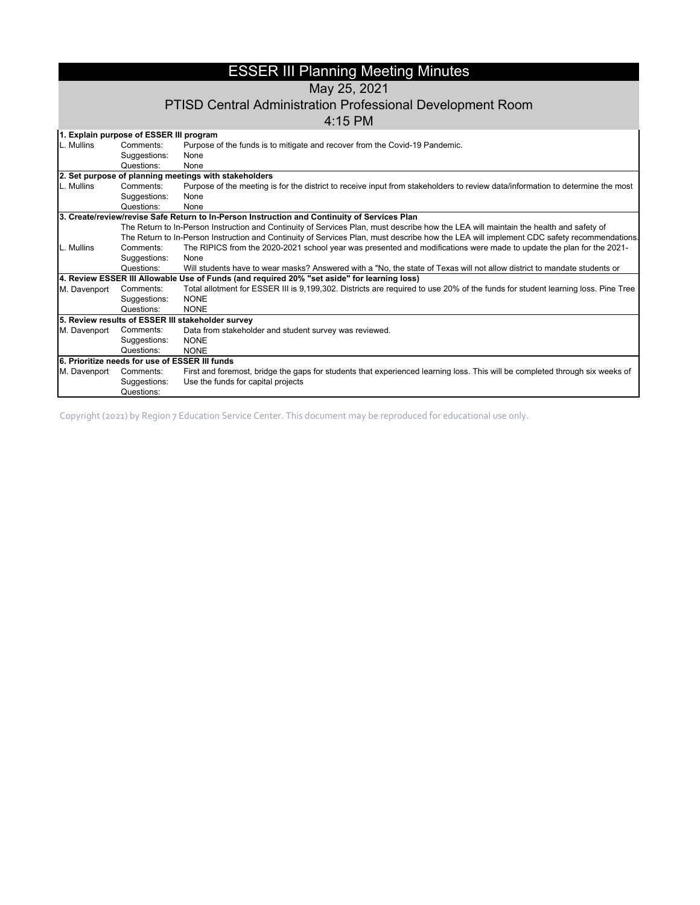# ESSER III Planning Meeting Minutes

## May 25, 2021

## PTISD Central Administration Professional Development Room

## 4:15 PM

| | | |
|---|---|---|
| **1. Explain purpose of ESSER III program** | | |
| L. Mullins | Comments: | Purpose of the funds is to mitigate and recover from the Covid-19 Pandemic. |
| | Suggestions: | None |
| | Questions: | None |
| **2. Set purpose of planning meetings with stakeholders** | | |
| L. Mullins | Comments: | Purpose of the meeting is for the district to receive input from stakeholders to review data/information to determine the most |
| | Suggestions: | None |
| | Questions: | None |
| **3. Create/review/revise Safe Return to In-Person Instruction and Continuity of Services Plan** | | |
| | | The Return to In-Person Instruction and Continuity of Services Plan, must describe how the LEA will maintain the health and safety of |
| | | The Return to In-Person Instruction and Continuity of Services Plan, must describe how the LEA will implement CDC safety recommendations. |
| L. Mullins | Comments: | The RIPICS from the 2020-2021 school year was presented and modifications were made to update the plan for the 2021- |
| | Suggestions: | None |
| | Questions: | Will students have to wear masks? Answered with a "No, the state of Texas will not allow district to mandate students or |
| **4. Review ESSER III Allowable Use of Funds (and required 20% "set aside" for learning loss)** | | |
| M. Davenport | Comments: | Total allotment for ESSER III is 9,199,302. Districts are required to use 20% of the funds for student learning loss. Pine Tree |
| | Suggestions: | NONE |
| | Questions: | NONE |
| **5. Review results of ESSER III stakeholder survey** | | |
| M. Davenport | Comments: | Data from stakeholder and student survey was reviewed. |
| | Suggestions: | NONE |
| | Questions: | NONE |
| **6. Prioritize needs for use of ESSER III funds** | | |
| M. Davenport | Comments: | First and foremost, bridge the gaps for students that experienced learning loss. This will be completed through six weeks of |
| | Suggestions: | Use the funds for capital projects |
| | Questions: | |

Copyright (2021) by Region 7 Education Service Center. This document may be reproduced for educational use only.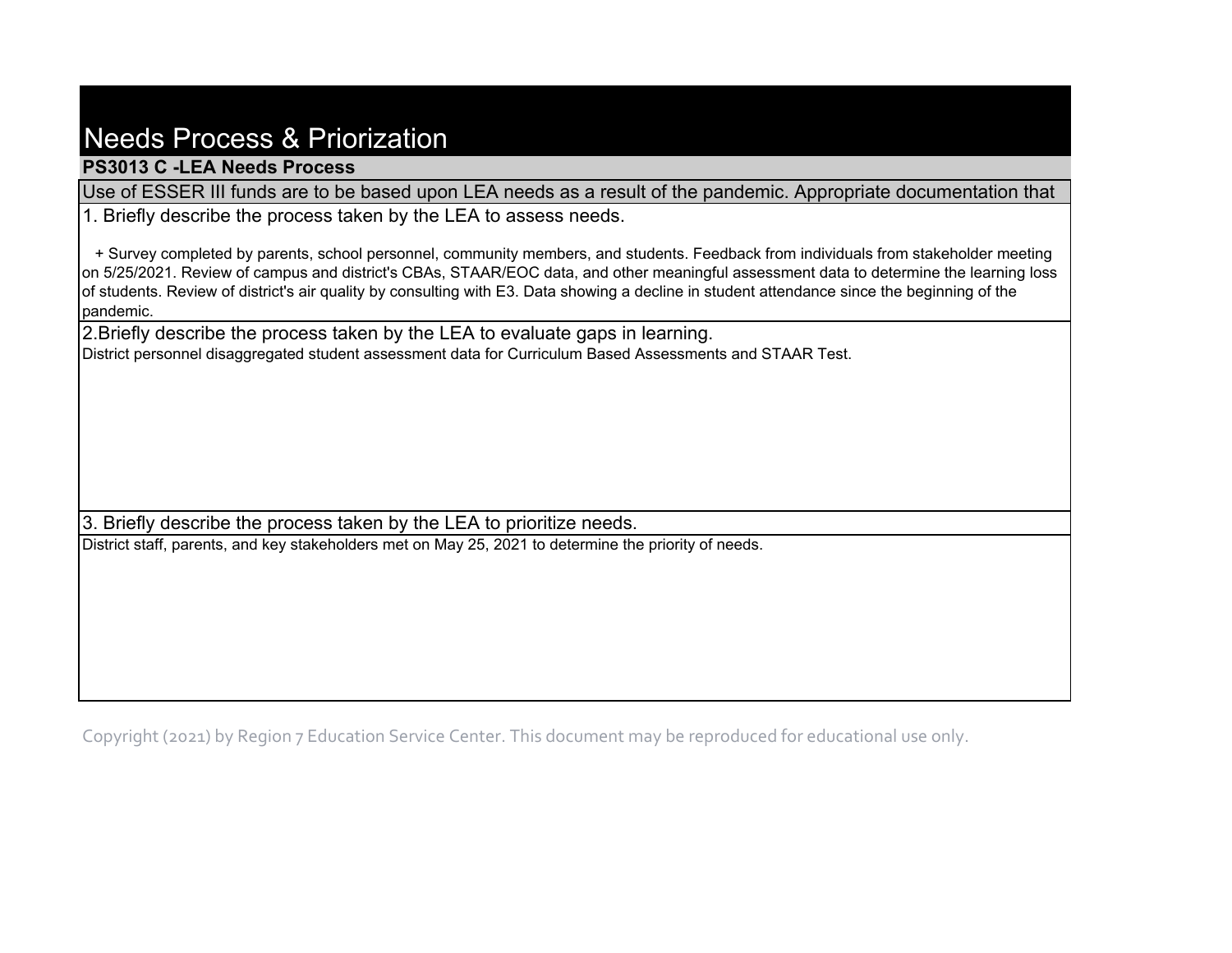# Needs Process & Priorization

## PS3013 C -LEA Needs Process

Use of ESSER III funds are to be based upon LEA needs as a result of the pandemic. Appropriate documentation that

1. Briefly describe the process taken by the LEA to assess needs.

+ Survey completed by parents, school personnel, community members, and students. Feedback from individuals from stakeholder meeting on 5/25/2021. Review of campus and district's CBAs, STAAR/EOC data, and other meaningful assessment data to determine the learning loss of students. Review of district's air quality by consulting with E3. Data showing a decline in student attendance since the beginning of the pandemic.

2.Briefly describe the process taken by the LEA to evaluate gaps in learning.

District personnel disaggregated student assessment data for Curriculum Based Assessments and STAAR Test.

3. Briefly describe the process taken by the LEA to prioritize needs.

District staff, parents, and key stakeholders met on May 25, 2021 to determine the priority of needs.

Copyright (2021) by Region 7 Education Service Center. This document may be reproduced for educational use only.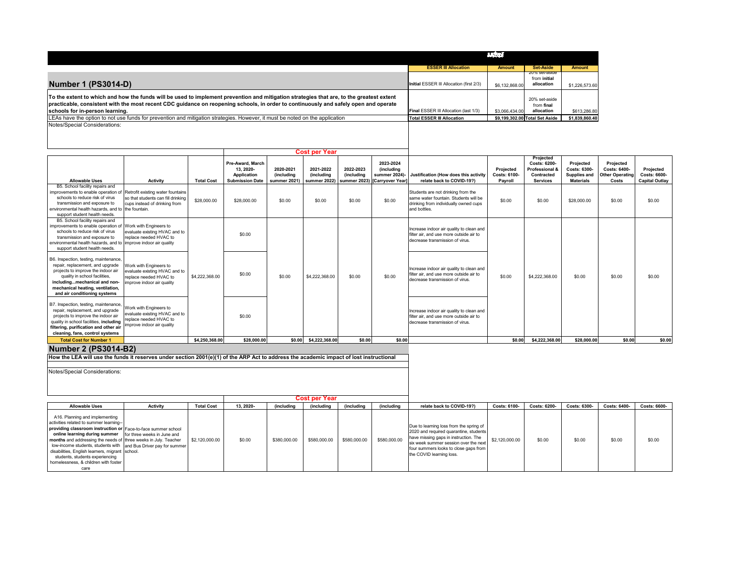| ESSER III Allocation | Amount | Set-Aside | Amount |
|---|---|---|---|
| **Initial** ESSER III Allocation (first 2/3) | $6,132,868.00 | 20% set-aside from **initial** allocation | $1,226,573.60 |
| **Final** ESSER III Allocation (last 1/3) | $3,066,434.00 | 20% set-aside from **final** allocation | $613,286.80 |
| **Total ESSER III Allocation** | **$9,199,302.00** | **Total Set Aside** | **$1,839,860.40** |

## Number 1 (PS3014-D)

**To the extent to which and how the funds will be used to implement prevention and mitigation strategies that are, to the greatest extent practicable, consistent with the most recent CDC guidance on reopening schools, in order to continuously and safely open and operate schools for in-person learning.**

LEAs have the option to not use funds for prevention and mitigation strategies. However, it must be noted on the application

Notes/Special Considerations:

| Allowable Uses | Activity | Total Cost | Cost per Year: Pre-Award, March 13, 2020-Application Submission Date | 2020-2021 (including summer 2021) | 2021-2022 (including summer 2022) | 2022-2023 (including summer 2023) | 2023-2024 (including summer 2024)-[Carryover Year] | Justification (How does this activity relate back to COVID-19?) | Projected Costs: 6100-Payroll | Projected Costs: 6200-Professional & Contracted Services | Projected Costs: 6300-Supplies and Materials | Projected Costs: 6400-Other Operating Costs | Projected Costs: 6600-Capital Outlay |
|---|---|---|---|---|---|---|---|---|---|---|---|---|---|
| B5. School facility repairs and improvements to enable operation of schools to reduce risk of virus transmission and exposure to environmental health hazards, and to support student health needs. | Retrofit existing water fountains so that students can fill drinking cups instead of drinking from the fountain. | $28,000.00 | $28,000.00 | $0.00 | $0.00 | $0.00 | $0.00 | Students are not drinking from the same water fountain. Students will be drinking from individually owned cups and bottles. | $0.00 | $0.00 | $28,000.00 | $0.00 | $0.00 |
| B5. School facility repairs and improvements to enable operation of schools to reduce risk of virus transmission and exposure to environmental health hazards, and to support student health needs. | Work with Engineers to evaluate existing HVAC and to replace needed HVAC to improve indoor air quality | $4,222,368.00 | $0.00 | $0.00 | $4,222,368.00 | $0.00 | $0.00 | Increase indoor air quality to clean and filter air, and use more outside air to decrease transmission of virus. | $0.00 | $4,222,368.00 | $0.00 | $0.00 | $0.00 |
| B6. Inspection, testing, maintenance, repair, replacement, and upgrade projects to improve the indoor air quality in school facilities, **including...mechanical and non-mechanical heating, ventilation, and air conditioning systems** | Work with Engineers to evaluate existing HVAC and to replace needed HVAC to improve indoor air quality | | $0.00 | | | | | Increase indoor air quality to clean and filter air, and use more outside air to decrease transmission of virus. | | | | | |
| B7. Inspection, testing, maintenance, repair, replacement, and upgrade projects to improve the indoor air quality in school facilities, **including filtering, purification and other air cleaning, fans, control systems** | Work with Engineers to evaluate existing HVAC and to replace needed HVAC to improve indoor air quality | | $0.00 | | | | | Increase indoor air quality to clean and filter air, and use more outside air to decrease transmission of virus. | | | | | |
| **Total Cost for Number 1** | | **$4,250,368.00** | **$28,000.00** | **$0.00** | **$4,222,368.00** | **$0.00** | **$0.00** | | **$0.00** | **$4,222,368.00** | **$28,000.00** | **$0.00** | **$0.00** |

## Number 2 (PS3014-B2)

**How the LEA will use the funds it reserves under section 2001(e)(1) of the ARP Act to address the academic impact of lost instructional**

Notes/Special Considerations:

| Allowable Uses | Activity | Total Cost | Cost per Year: 13, 2020- | (including | (including | (including | (including | relate back to COVID-19?) | Costs: 6100- | Costs: 6200- | Costs: 6300- | Costs: 6400- | Costs: 6600- |
|---|---|---|---|---|---|---|---|---|---|---|---|---|---|
| A16. Planning and implementing activities related to summer learning--**providing classroom instruction or online learning during summer months** and addressing the needs of low-income students, students with disabilities, English learners, migrant students, students experiencing homelessness, & children with foster care | Face-to-face summer school for three weeks in June and three weeks in July. Teacher and Bus Driver pay for summer school. | $2,120,000.00 | $0.00 | $380,000.00 | $580,000.00 | $580,000.00 | $580,000.00 | Due to learning loss from the spring of 2020 and required quarantine, students have missing gaps in instruction. The six week summer session over the next four summers looks to close gaps from the COVID learning loss. | $2,120,000.00 | $0.00 | $0.00 | $0.00 | $0.00 |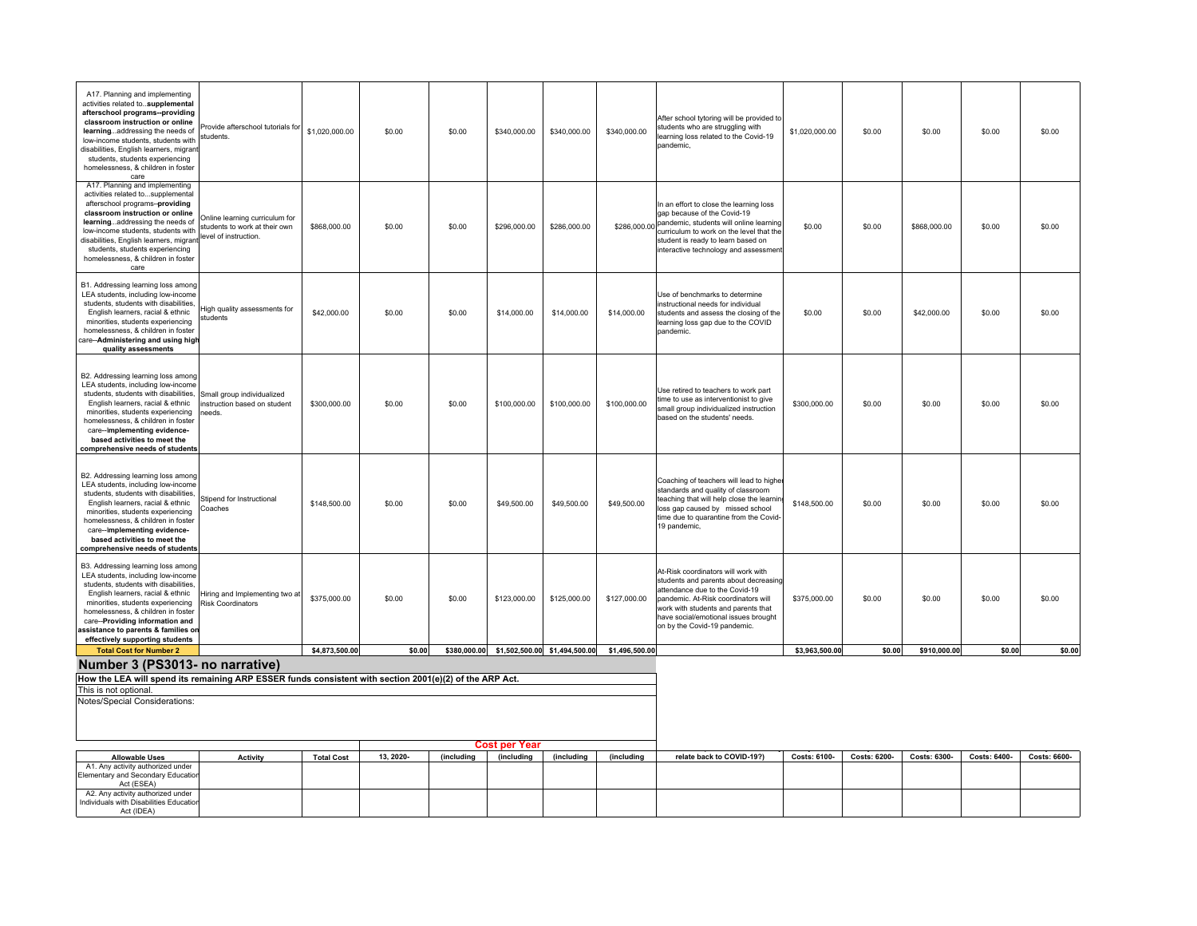| A17. Planning and implementing activities related to..**supplemental afterschool programs--providing classroom instruction or online learning**...addressing the needs of low-income students, students with disabilities, English learners, migrant students, students experiencing homelessness, & children in foster care | Provide afterschool tutorials for students. | $1,020,000.00 | $0.00 | $0.00 | $340,000.00 | $340,000.00 | $340,000.00 | After school tytoring will be provided to students who are struggling with learning loss related to the Covid-19 pandemic, | $1,020,000.00 | $0.00 | $0.00 | $0.00 | $0.00 |
|---|---|---|---|---|---|---|---|---|---|---|---|---|---|
| A17. Planning and implementing activities related to...supplemental afterschool programs--**providing classroom instruction or online learning**...addressing the needs of low-income students, students with disabilities, English learners, migrant students, students experiencing homelessness, & children in foster care | Online learning curriculum for students to work at their own level of instruction. | $868,000.00 | $0.00 | $0.00 | $296,000.00 | $286,000.00 | $286,000.00 | In an effort to close the learning loss gap because of the Covid-19 pandemic, students will online learning curriculum to work on the level that the student is ready to learn based on interactive technology and assessment | $0.00 | $0.00 | $868,000.00 | $0.00 | $0.00 |
| B1. Addressing learning loss among LEA students, including low-income students, students with disabilities, English learners, racial & ethnic minorities, students experiencing homelessness, & children in foster care--**Administering and using high quality assessments** | High quality assessments for students | $42,000.00 | $0.00 | $0.00 | $14,000.00 | $14,000.00 | $14,000.00 | Use of benchmarks to determine instructional needs for individual students and assess the closing of the learning loss gap due to the COVID pandemic. | $0.00 | $0.00 | $42,000.00 | $0.00 | $0.00 |
| B2. Addressing learning loss among LEA students, including low-income students, students with disabilities, English learners, racial & ethnic minorities, students experiencing homelessness, & children in foster care--**Implementing evidence-based activities to meet the comprehensive needs of students** | Small group individualized instruction based on student needs. | $300,000.00 | $0.00 | $0.00 | $100,000.00 | $100,000.00 | $100,000.00 | Use retired to teachers to work part time to use as interventionist to give small group individualized instruction based on the students' needs. | $300,000.00 | $0.00 | $0.00 | $0.00 | $0.00 |
| B2. Addressing learning loss among LEA students, including low-income students, students with disabilities, English learners, racial & ethnic minorities, students experiencing homelessness, & children in foster care--**Implementing evidence-based activities to meet the comprehensive needs of students** | Stipend for Instructional Coaches | $148,500.00 | $0.00 | $0.00 | $49,500.00 | $49,500.00 | $49,500.00 | Coaching of teachers will lead to higher standards and quality of classroom teaching that will help close the learning loss gap caused by missed school time due to quarantine from the Covid-19 pandemic, | $148,500.00 | $0.00 | $0.00 | $0.00 | $0.00 |
| B3. Addressing learning loss among LEA students, including low-income students, students with disabilities, English learners, racial & ethnic minorities, students experiencing homelessness, & children in foster care--**Providing information and assistance to parents & families on effectively supporting students** | Hiring and Implementing two at Risk Coordinators | $375,000.00 | $0.00 | $0.00 | $123,000.00 | $125,000.00 | $127,000.00 | At-Risk coordinators will work with students and parents about decreasing attendance due to the Covid-19 pandemic. At-Risk coordinators will work with students and parents that have social/emotional issues brought on by the Covid-19 pandemic. | $375,000.00 | $0.00 | $0.00 | $0.00 | $0.00 |
| **Total Cost for Number 2** | | **$4,873,500.00** | **$0.00** | **$380,000.00** | **$1,502,500.00** | **$1,494,500.00** | **$1,496,500.00** | | **$3,963,500.00** | **$0.00** | **$910,000.00** | **$0.00** | **$0.00** |

## Number 3 (PS3013- no narrative)

**How the LEA will spend its remaining ARP ESSER funds consistent with section 2001(e)(2) of the ARP Act.**

This is not optional.

Notes/Special Considerations:

| | | | Cost per Year | | | | | | | | | | |
|---|---|---|---|---|---|---|---|---|---|---|---|---|---|
| **Allowable Uses** | **Activity** | **Total Cost** | **13, 2020-** | **(including** | **(including** | **(including** | **(including** | **relate back to COVID-19?)** | **Costs: 6100-** | **Costs: 6200-** | **Costs: 6300-** | **Costs: 6400-** | **Costs: 6600-** |
| A1. Any activity authorized under Elementary and Secondary Education Act (ESEA) | | | | | | | | | | | | | |
| A2. Any activity authorized under Individuals with Disabilities Education Act (IDEA) | | | | | | | | | | | | | |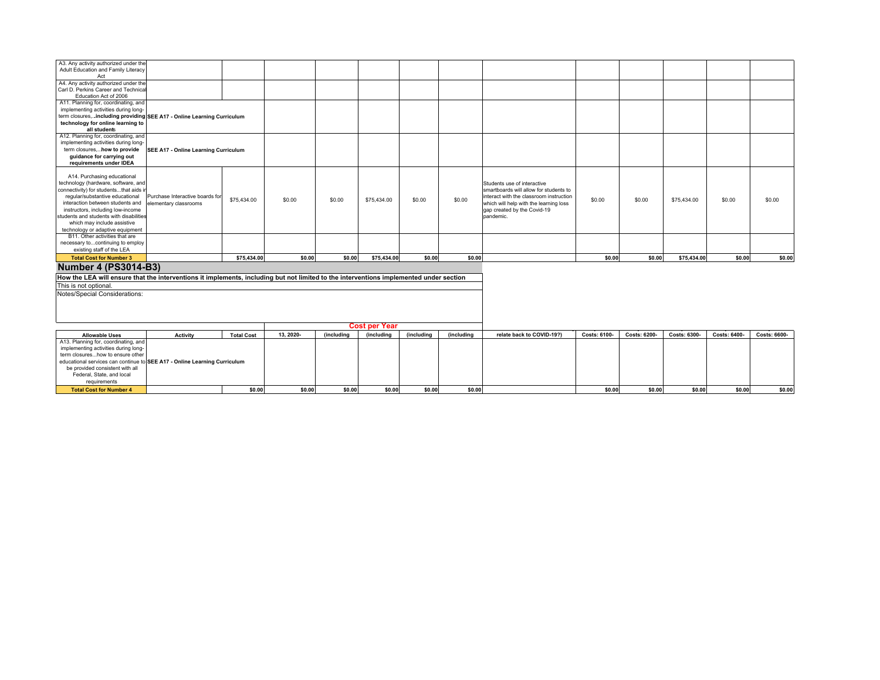| | | | | | | | | | | | | | |
|---|---|---|---|---|---|---|---|---|---|---|---|---|---|
| A3. Any activity authorized under the Adult Education and Family Literacy Act | | | | | | | | | | | | | |
| A4. Any activity authorized under the Carl D. Perkins Career and Technical Education Act of 2006 | | | | | | | | | | | | | |
| A11. Planning for, coordinating, and implementing activities during long-term closures,...**including providing technology for online learning to all students** | **SEE A17 - Online Learning Curriculum** | | | | | | | | | | | | |
| A12. Planning for, coordinating, and implementing activities during long-term closures,...**how to provide guidance for carrying out requirements under IDEA** | **SEE A17 - Online Learning Curriculum** | | | | | | | | | | | | |
| A14. Purchasing educational technology (hardware, software, and connectivity) for students...that aids in regular/substantive educational interaction between students and instructors, including low-income students and students with disabilities which may include assistive technology or adaptive equipment | Purchase Interactive boards for elementary classrooms | $75,434.00 | $0.00 | $0.00 | $75,434.00 | $0.00 | $0.00 | Students use of interactive smartboards will allow for students to interact with the classroom instruction which will help with the learning loss gap created by the Covid-19 pandemic. | $0.00 | $0.00 | $75,434.00 | $0.00 | $0.00 |
| B11. Other activities that are necessary to...continuing to employ existing staff of the LEA | | | | | | | | | | | | | |
| **Total Cost for Number 3** | | **$75,434.00** | **$0.00** | **$0.00** | **$75,434.00** | **$0.00** | **$0.00** | | **$0.00** | **$0.00** | **$75,434.00** | **$0.00** | **$0.00** |

## Number 4 (PS3014-B3)

**How the LEA will ensure that the interventions it implements, including but not limited to the interventions implemented under section**

This is not optional.

Notes/Special Considerations:

| | | | Cost per Year | | | | | | | | | | |
|---|---|---|---|---|---|---|---|---|---|---|---|---|---|
| **Allowable Uses** | **Activity** | **Total Cost** | **13, 2020-** | **(including** | **(including** | **(including** | **(including** | **relate back to COVID-19?)** | **Costs: 6100-** | **Costs: 6200-** | **Costs: 6300-** | **Costs: 6400-** | **Costs: 6600-** |
| A13. Planning for, coordinating, and implementing activities during long-term closures...how to ensure other educational services can continue to be provided consistent with all Federal, State, and local requirements | **SEE A17 - Online Learning Curriculum** | | | | | | | | | | | | |
| **Total Cost for Number 4** | | **$0.00** | **$0.00** | **$0.00** | **$0.00** | **$0.00** | **$0.00** | | **$0.00** | **$0.00** | **$0.00** | **$0.00** | **$0.00** |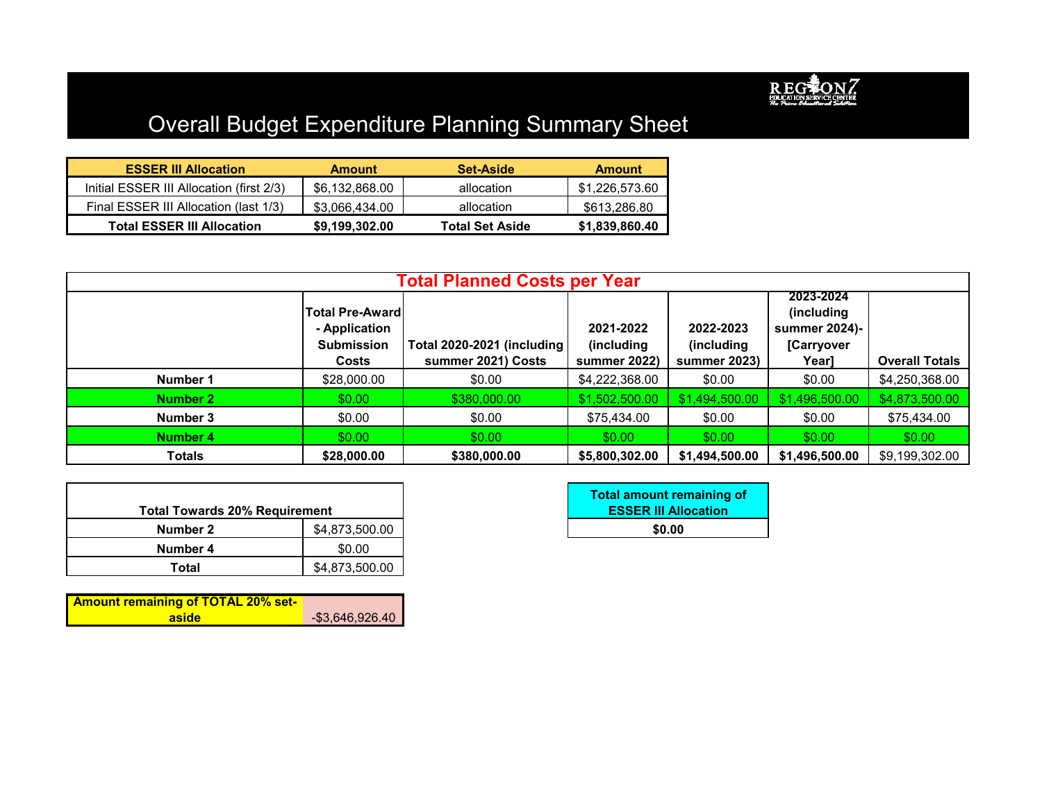# Overall Budget Expenditure Planning Summary Sheet

| ESSER III Allocation | Amount | Set-Aside | Amount |
|---|---|---|---|
| Initial ESSER III Allocation (first 2/3) | $6,132,868.00 | allocation | $1,226,573.60 |
| Final ESSER III Allocation (last 1/3) | $3,066,434.00 | allocation | $613,286.80 |
| **Total ESSER III Allocation** | **$9,199,302.00** | **Total Set Aside** | **$1,839,860.40** |

## Total Planned Costs per Year

| | Total Pre-Award - Application Submission Costs | Total 2020-2021 (including summer 2021) Costs | 2021-2022 (including summer 2022) | 2022-2023 (including summer 2023) | 2023-2024 (including summer 2024)- [Carryover Year] | Overall Totals |
|---|---|---|---|---|---|---|
| **Number 1** | $28,000.00 | $0.00 | $4,222,368.00 | $0.00 | $0.00 | $4,250,368.00 |
| **Number 2** | $0.00 | $380,000.00 | $1,502,500.00 | $1,494,500.00 | $1,496,500.00 | $4,873,500.00 |
| **Number 3** | $0.00 | $0.00 | $75,434.00 | $0.00 | $0.00 | $75,434.00 |
| **Number 4** | $0.00 | $0.00 | $0.00 | $0.00 | $0.00 | $0.00 |
| **Totals** | **$28,000.00** | **$380,000.00** | **$5,800,302.00** | **$1,494,500.00** | **$1,496,500.00** | $9,199,302.00 |

| Total Towards 20% Requirement | |
|---|---|
| **Number 2** | $4,873,500.00 |
| **Number 4** | $0.00 |
| **Total** | $4,873,500.00 |

| Total amount remaining of ESSER III Allocation |
|---|
| **$0.00** |

| Amount remaining of TOTAL 20% set-aside | -$3,646,926.40 |
|---|---|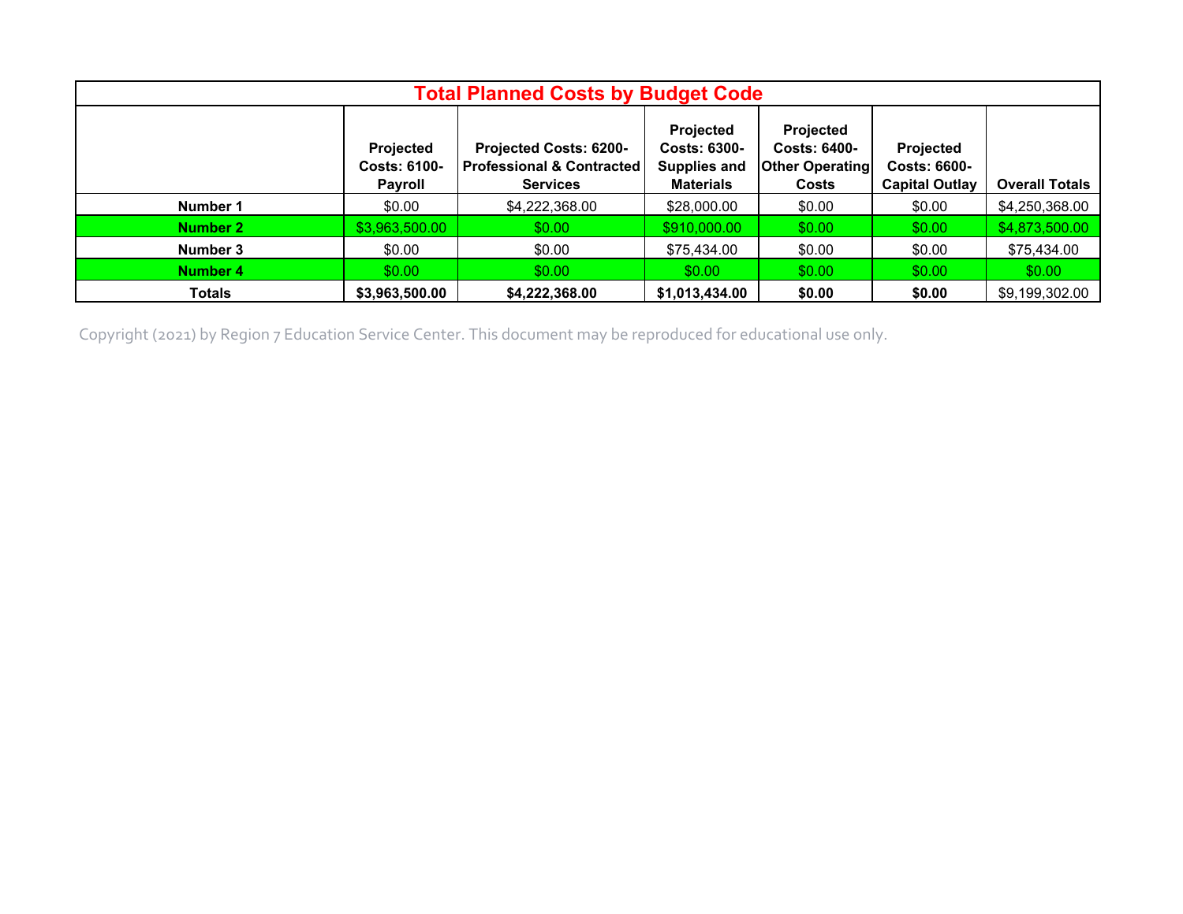| Total Planned Costs by Budget Code | | | | | | |
|---|---|---|---|---|---|---|
| | **Projected Costs: 6100-Payroll** | **Projected Costs: 6200-Professional & Contracted Services** | **Projected Costs: 6300-Supplies and Materials** | **Projected Costs: 6400-Other Operating Costs** | **Projected Costs: 6600-Capital Outlay** | **Overall Totals** |
| **Number 1** | $0.00 | $4,222,368.00 | $28,000.00 | $0.00 | $0.00 | $4,250,368.00 |
| **Number 2** | $3,963,500.00 | $0.00 | $910,000.00 | $0.00 | $0.00 | $4,873,500.00 |
| **Number 3** | $0.00 | $0.00 | $75,434.00 | $0.00 | $0.00 | $75,434.00 |
| **Number 4** | $0.00 | $0.00 | $0.00 | $0.00 | $0.00 | $0.00 |
| **Totals** | **$3,963,500.00** | **$4,222,368.00** | **$1,013,434.00** | **$0.00** | **$0.00** | $9,199,302.00 |

Copyright (2021) by Region 7 Education Service Center. This document may be reproduced for educational use only.